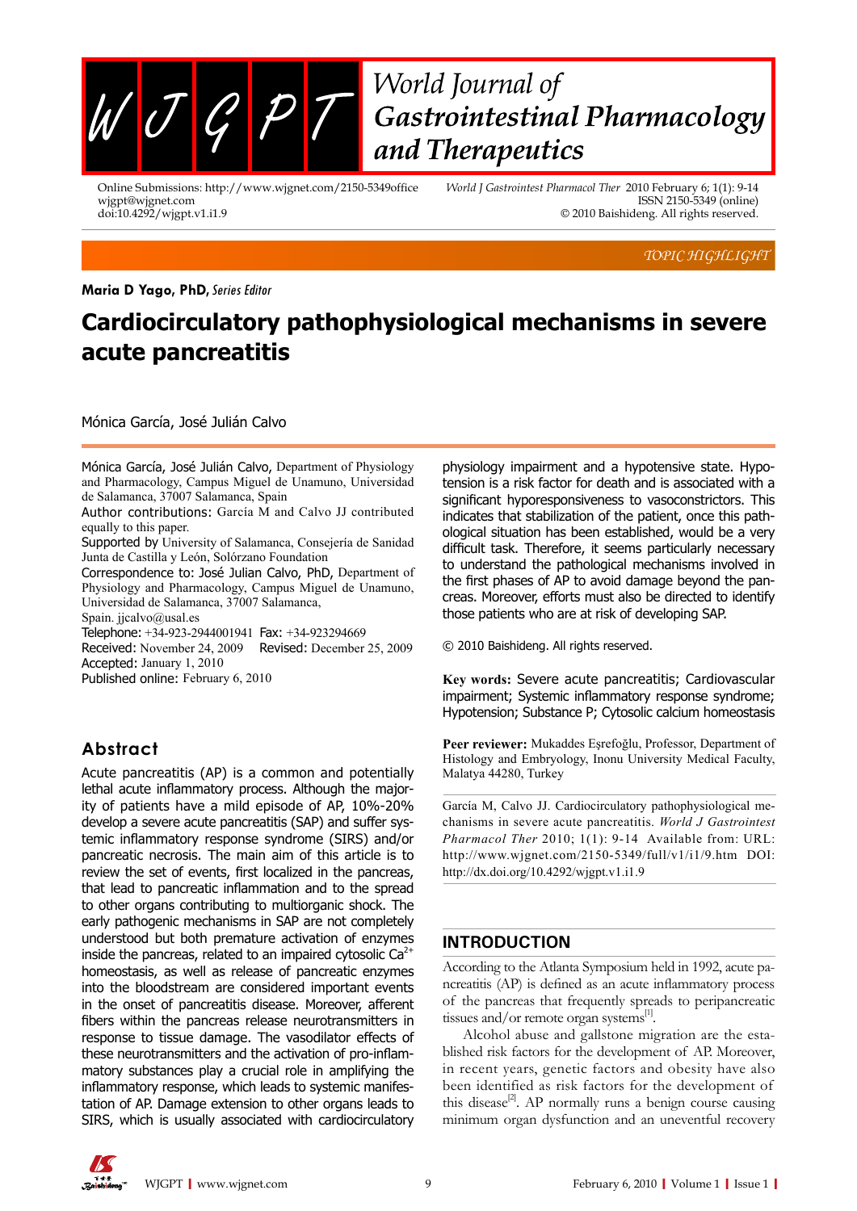TOPIC HIGHLIGHT

**Maria D Yago, PhD,** *Series Editor*

# Cardiocirculatory pathophysiological mechanisms in severe acute pancreatitis

Mónica García, José Julián Calvo

Mónica García, José Julián Calvo, Department of Physiology and Pharmacology, Campus Miguel de Unamuno, Universidad de Salamanca, 37007 Salamanca, Spain

Author contributions: García M and Calvo JJ contributed equally to this paper.

Supported by University of Salamanca, Consejería de Sanidad Junta de Castilla y León, Solórzano Foundation

Correspondence to: José Julian Calvo, PhD, Department of Physiology and Pharmacology, Campus Miguel de Unamuno, Universidad de Salamanca, 37007 Salamanca, Spain. jjcalvo@usal.es

Telephone: +34-923-2944001941 Fax: +34-923294669

Received: November 24, 2009 Revised: December 25, 2009

Accepted: January 1, 2010

Published online: February 6, 2010

## Abstract

Acute pancreatitis (AP) is a common and potentially lethal acute inflammatory process. Although the majority of patients have a mild episode of AP, 10%-20% develop a severe acute pancreatitis (SAP) and suffer systemic inflammatory response syndrome (SIRS) and/or pancreatic necrosis. The main aim of this article is to review the set of events, first localized in the pancreas, that lead to pancreatic inflammation and to the spread to other organs contributing to multiorganic shock. The early pathogenic mechanisms in SAP are not completely understood but both premature activation of enzymes inside the pancreas, related to an impaired cytosolic $Ca^{2+}$ homeostasis, as well as release of pancreatic enzymes into the bloodstream are considered important events in the onset of pancreatitis disease. Moreover, afferent fibers within the pancreas release neurotransmitters in response to tissue damage. The vasodilator effects of these neurotransmitters and the activation of pro-inflammatory substances play a crucial role in amplifying the inflammatory response, which leads to systemic manifestation of AP. Damage extension to other organs leads to SIRS, which is usually associated with cardiocirculatory physiology impairment and a hypotensive state. Hypotension is a risk factor for death and is associated with a significant hyporesponsiveness to vasoconstrictors. This indicates that stabilization of the patient, once this pathological situation has been established, would be a very difficult task. Therefore, it seems particularly necessary to understand the pathological mechanisms involved in the first phases of AP to avoid damage beyond the pancreas. Moreover, efforts must also be directed to identify those patients who are at risk of developing SAP.

© 2010 Baishideng. All rights reserved.

**Key words:** Severe acute pancreatitis; Cardiovascular impairment; Systemic inflammatory response syndrome; Hypotension; Substance P; Cytosolic calcium homeostasis

**Peer reviewer:** Mukaddes Eşrefoğlu, Professor, Department of Histology and Embryology, Inonu University Medical Faculty, Malatya 44280, Turkey

García M, Calvo JJ. Cardiocirculatory pathophysiological mechanisms in severe acute pancreatitis. *World J Gastrointest Pharmacol Ther* 2010; 1(1): 9-14 Available from: URL: http://www.wjgnet.com/2150-5349/full/v1/i1/9.htm DOI: http://dx.doi.org/10.4292/wjgpt.v1.i1.9

## INTRODUCTION

According to the Atlanta Symposium held in 1992, acute pancreatitis (AP) is defined as an acute inflammatory process of the pancreas that frequently spreads to peripancreatic tissues and/or remote organ systems[1].

Alcohol abuse and gallstone migration are the established risk factors for the development of AP. Moreover, in recent years, genetic factors and obesity have also been identified as risk factors for the development of this disease[2]. AP normally runs a benign course causing minimum organ dysfunction and an uneventful recovery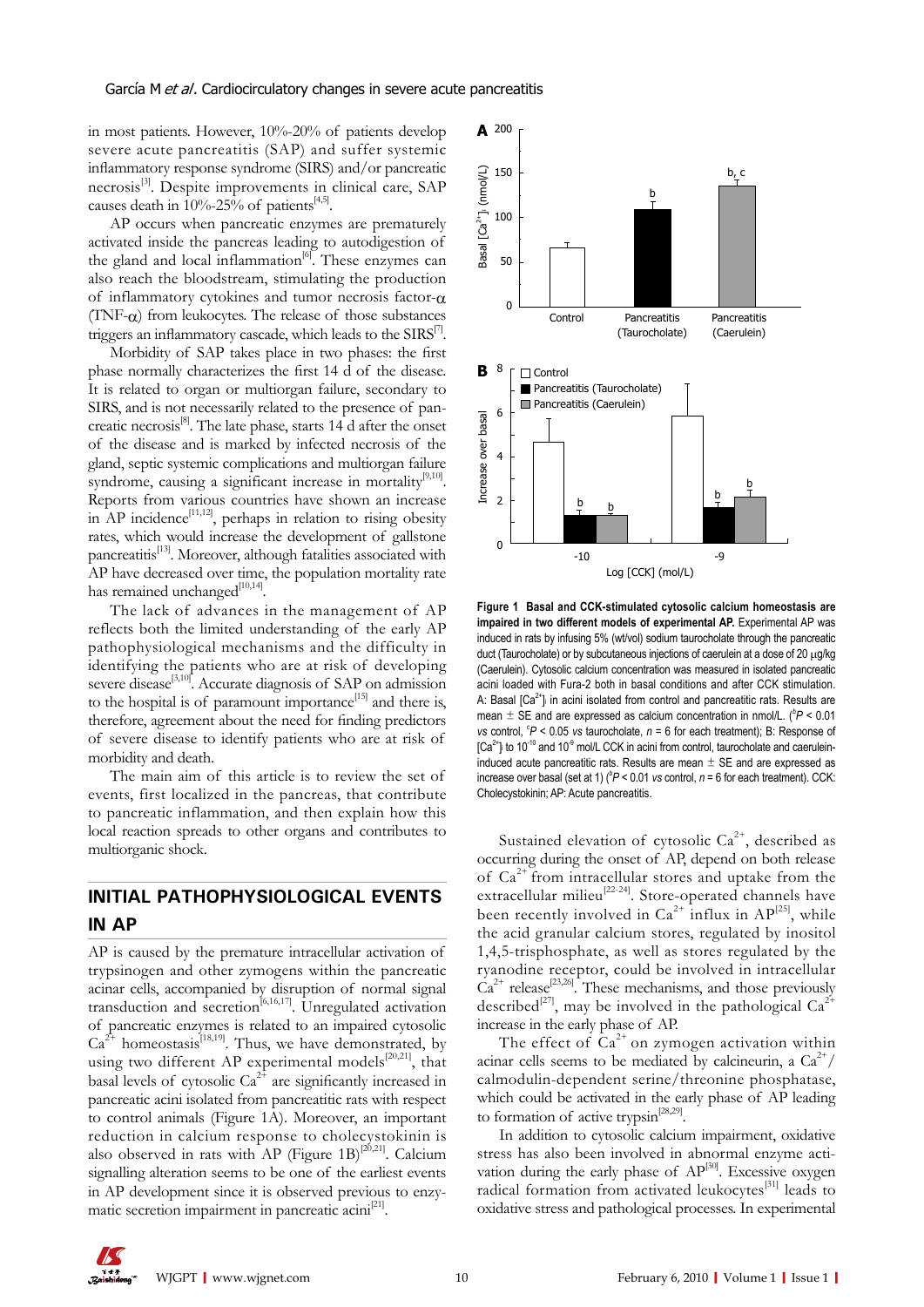in most patients. However, 10%-20% of patients develop severe acute pancreatitis (SAP) and suffer systemic inflammatory response syndrome (SIRS) and/or pancreatic necrosis[3]. Despite improvements in clinical care, SAP causes death in 10%-25% of patients[4,5].

AP occurs when pancreatic enzymes are prematurely activated inside the pancreas leading to autodigestion of the gland and local inflammation[6]. These enzymes can also reach the bloodstream, stimulating the production of inflammatory cytokines and tumor necrosis factor-$\alpha$ (TNF-$\alpha$) from leukocytes. The release of those substances triggers an inflammatory cascade, which leads to the SIRS[7].

Morbidity of SAP takes place in two phases: the first phase normally characterizes the first 14 d of the disease. It is related to organ or multiorgan failure, secondary to SIRS, and is not necessarily related to the presence of pancreatic necrosis[8]. The late phase, starts 14 d after the onset of the disease and is marked by infected necrosis of the gland, septic systemic complications and multiorgan failure syndrome, causing a significant increase in mortality[9,10]. Reports from various countries have shown an increase in AP incidence[11,12], perhaps in relation to rising obesity rates, which would increase the development of gallstone pancreatitis[13]. Moreover, although fatalities associated with AP have decreased over time, the population mortality rate has remained unchanged[10,14].

The lack of advances in the management of AP reflects both the limited understanding of the early AP pathophysiological mechanisms and the difficulty in identifying the patients who are at risk of developing severe disease[3,10]. Accurate diagnosis of SAP on admission to the hospital is of paramount importance[15] and there is, therefore, agreement about the need for finding predictors of severe disease to identify patients who are at risk of morbidity and death.

The main aim of this article is to review the set of events, first localized in the pancreas, that contribute to pancreatic inflammation, and then explain how this local reaction spreads to other organs and contributes to multiorganic shock.

## INITIAL PATHOPHYSIOLOGICAL EVENTS IN AP

AP is caused by the premature intracellular activation of trypsinogen and other zymogens within the pancreatic acinar cells, accompanied by disruption of normal signal transduction and secretion[6,16,17]. Unregulated activation of pancreatic enzymes is related to an impaired cytosolic $Ca^{2+}$ homeostasis[18,19]. Thus, we have demonstrated, by using two different AP experimental models[20,21], that basal levels of cytosolic $Ca^{2+}$ are significantly increased in pancreatic acini isolated from pancreatitic rats with respect to control animals (Figure 1A). Moreover, an important reduction in calcium response to cholecystokinin is also observed in rats with AP (Figure 1B)[20,21]. Calcium signalling alteration seems to be one of the earliest events in AP development since it is observed previous to enzymatic secretion impairment in pancreatic acini[21].

**Figure 1 Basal and CCK-stimulated cytosolic calcium homeostasis are impaired in two different models of experimental AP.** Experimental AP was induced in rats by infusing 5% (wt/vol) sodium taurocholate through the pancreatic duct (Taurocholate) or by subcutaneous injections of caerulein at a dose of 20 μg/kg (Caerulein). Cytosolic calcium concentration was measured in isolated pancreatic acini loaded with Fura-2 both in basal conditions and after CCK stimulation. A: Basal $[Ca^{2+}]_i$ in acini isolated from control and pancreatitic rats. Results are mean ± SE and are expressed as calcium concentration in nmol/L. ($^bP < 0.01$ *vs* control, $^cP < 0.05$ *vs* taurocholate, $n = 6$ for each treatment); B: Response of $[Ca^{2+}]_i$ to $10^{-10}$ and $10^{-9}$ mol/L CCK in acini from control, taurocholate and caerulein-induced acute pancreatitic rats. Results are mean ± SE and are expressed as increase over basal (set at 1) ($^bP < 0.01$ *vs* control, $n = 6$ for each treatment). CCK: Cholecystokinin; AP: Acute pancreatitis.

Sustained elevation of cytosolic $Ca^{2+}$, described as occurring during the onset of AP, depend on both release of $Ca^{2+}$ from intracellular stores and uptake from the extracellular milieu[22-24]. Store-operated channels have been recently involved in $Ca^{2+}$ influx in AP[25], while the acid granular calcium stores, regulated by inositol 1,4,5-trisphosphate, as well as stores regulated by the ryanodine receptor, could be involved in intracellular $Ca^{2+}$ release[23,26]. These mechanisms, and those previously described[27], may be involved in the pathological $Ca^{2+}$ increase in the early phase of AP.

The effect of $Ca^{2+}$ on zymogen activation within acinar cells seems to be mediated by calcineurin, a $Ca^{2+}$/calmodulin-dependent serine/threonine phosphatase, which could be activated in the early phase of AP leading to formation of active trypsin[28,29].

In addition to cytosolic calcium impairment, oxidative stress has also been involved in abnormal enzyme activation during the early phase of AP[30]. Excessive oxygen radical formation from activated leukocytes[31] leads to oxidative stress and pathological processes. In experimental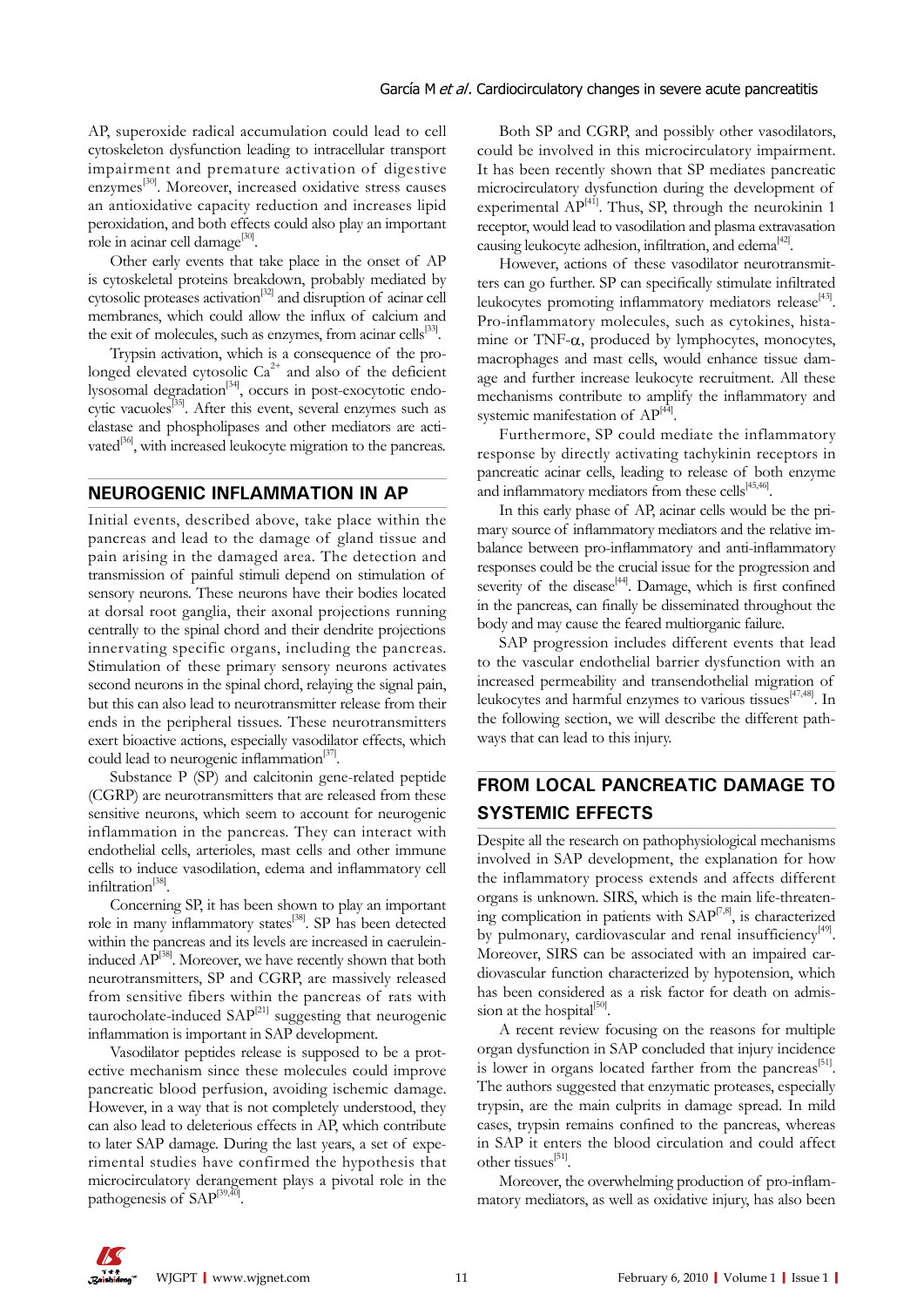AP, superoxide radical accumulation could lead to cell cytoskeleton dysfunction leading to intracellular transport impairment and premature activation of digestive enzymes[30]. Moreover, increased oxidative stress causes an antioxidative capacity reduction and increases lipid peroxidation, and both effects could also play an important role in acinar cell damage[30].

Other early events that take place in the onset of AP is cytoskeletal proteins breakdown, probably mediated by cytosolic proteases activation[32] and disruption of acinar cell membranes, which could allow the influx of calcium and the exit of molecules, such as enzymes, from acinar cells[33].

Trypsin activation, which is a consequence of the prolonged elevated cytosolic $Ca^{2+}$ and also of the deficient lysosomal degradation[34], occurs in post-exocytotic endocytic vacuoles[35]. After this event, several enzymes such as elastase and phospholipases and other mediators are activated[36], with increased leukocyte migration to the pancreas.

## NEUROGENIC INFLAMMATION IN AP

Initial events, described above, take place within the pancreas and lead to the damage of gland tissue and pain arising in the damaged area. The detection and transmission of painful stimuli depend on stimulation of sensory neurons. These neurons have their bodies located at dorsal root ganglia, their axonal projections running centrally to the spinal chord and their dendrite projections innervating specific organs, including the pancreas. Stimulation of these primary sensory neurons activates second neurons in the spinal chord, relaying the signal pain, but this can also lead to neurotransmitter release from their ends in the peripheral tissues. These neurotransmitters exert bioactive actions, especially vasodilator effects, which could lead to neurogenic inflammation[37].

Substance P (SP) and calcitonin gene-related peptide (CGRP) are neurotransmitters that are released from these sensitive neurons, which seem to account for neurogenic inflammation in the pancreas. They can interact with endothelial cells, arterioles, mast cells and other immune cells to induce vasodilation, edema and inflammatory cell infiltration[38].

Concerning SP, it has been shown to play an important role in many inflammatory states[38]. SP has been detected within the pancreas and its levels are increased in caerulein-induced AP[38]. Moreover, we have recently shown that both neurotransmitters, SP and CGRP, are massively released from sensitive fibers within the pancreas of rats with taurocholate-induced SAP[21] suggesting that neurogenic inflammation is important in SAP development.

Vasodilator peptides release is supposed to be a protective mechanism since these molecules could improve pancreatic blood perfusion, avoiding ischemic damage. However, in a way that is not completely understood, they can also lead to deleterious effects in AP, which contribute to later SAP damage. During the last years, a set of experimental studies have confirmed the hypothesis that microcirculatory derangement plays a pivotal role in the pathogenesis of SAP[39,40].

Both SP and CGRP, and possibly other vasodilators, could be involved in this microcirculatory impairment. It has been recently shown that SP mediates pancreatic microcirculatory dysfunction during the development of experimental AP[41]. Thus, SP, through the neurokinin 1 receptor, would lead to vasodilation and plasma extravasation causing leukocyte adhesion, infiltration, and edema[42].

However, actions of these vasodilator neurotransmitters can go further. SP can specifically stimulate infiltrated leukocytes promoting inflammatory mediators release[43]. Pro-inflammatory molecules, such as cytokines, histamine or TNF-$\alpha$, produced by lymphocytes, monocytes, macrophages and mast cells, would enhance tissue damage and further increase leukocyte recruitment. All these mechanisms contribute to amplify the inflammatory and systemic manifestation of AP[44].

Furthermore, SP could mediate the inflammatory response by directly activating tachykinin receptors in pancreatic acinar cells, leading to release of both enzyme and inflammatory mediators from these cells[45,46].

In this early phase of AP, acinar cells would be the primary source of inflammatory mediators and the relative imbalance between pro-inflammatory and anti-inflammatory responses could be the crucial issue for the progression and severity of the disease[44]. Damage, which is first confined in the pancreas, can finally be disseminated throughout the body and may cause the feared multiorganic failure.

SAP progression includes different events that lead to the vascular endothelial barrier dysfunction with an increased permeability and transendothelial migration of leukocytes and harmful enzymes to various tissues[47,48]. In the following section, we will describe the different pathways that can lead to this injury.

## FROM LOCAL PANCREATIC DAMAGE TO SYSTEMIC EFFECTS

Despite all the research on pathophysiological mechanisms involved in SAP development, the explanation for how the inflammatory process extends and affects different organs is unknown. SIRS, which is the main life-threatening complication in patients with SAP[7,8], is characterized by pulmonary, cardiovascular and renal insufficiency[49]. Moreover, SIRS can be associated with an impaired cardiovascular function characterized by hypotension, which has been considered as a risk factor for death on admission at the hospital[50].

A recent review focusing on the reasons for multiple organ dysfunction in SAP concluded that injury incidence is lower in organs located farther from the pancreas[51]. The authors suggested that enzymatic proteases, especially trypsin, are the main culprits in damage spread. In mild cases, trypsin remains confined to the pancreas, whereas in SAP it enters the blood circulation and could affect other tissues[51].

Moreover, the overwhelming production of pro-inflammatory mediators, as well as oxidative injury, has also been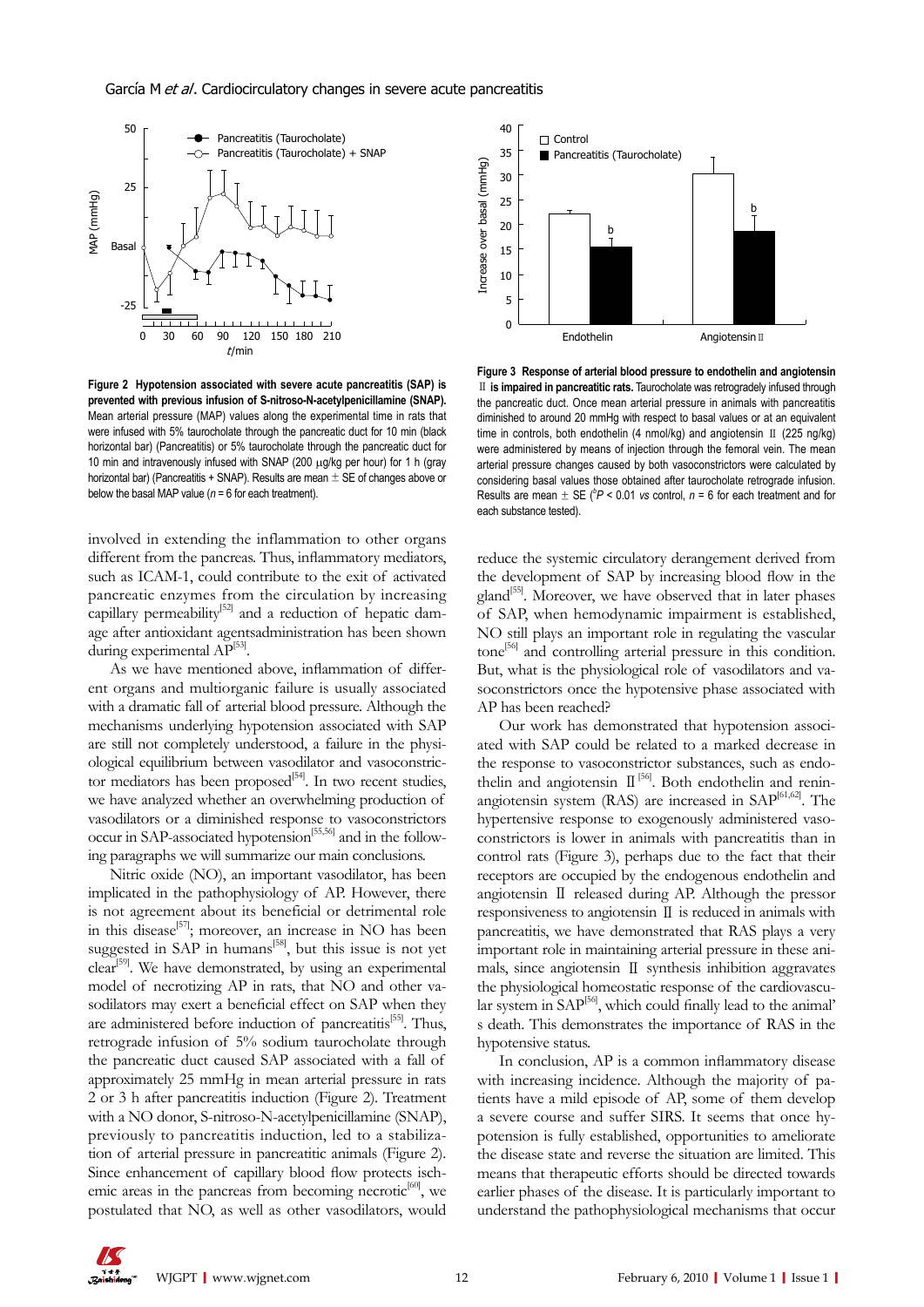**Figure 2 Hypotension associated with severe acute pancreatitis (SAP) is prevented with previous infusion of S-nitroso-N-acetylpenicillamine (SNAP).** Mean arterial pressure (MAP) values along the experimental time in rats that were infused with 5% taurocholate through the pancreatic duct for 10 min (black horizontal bar) (Pancreatitis) or 5% taurocholate through the pancreatic duct for 10 min and intravenously infused with SNAP (200 μg/kg per hour) for 1 h (gray horizontal bar) (Pancreatitis + SNAP). Results are mean ± SE of changes above or below the basal MAP value ($n$ = 6 for each treatment).

**Figure 3 Response of arterial blood pressure to endothelin and angiotensin Ⅱ is impaired in pancreatitic rats.** Taurocholate was retrogradely infused through the pancreatic duct. Once mean arterial pressure in animals with pancreatitis diminished to around 20 mmHg with respect to basal values or at an equivalent time in controls, both endothelin (4 nmol/kg) and angiotensin Ⅱ (225 ng/kg) were administered by means of injection through the femoral vein. The mean arterial pressure changes caused by both vasoconstrictors were calculated by considering basal values those obtained after taurocholate retrograde infusion. Results are mean ± SE ($^{b}P$ < 0.01 *vs* control, $n$ = 6 for each treatment and for each substance tested).

involved in extending the inflammation to other organs different from the pancreas. Thus, inflammatory mediators, such as ICAM-1, could contribute to the exit of activated pancreatic enzymes from the circulation by increasing capillary permeability[52] and a reduction of hepatic damage after antioxidant agentsadministration has been shown during experimental AP[53].

As we have mentioned above, inflammation of different organs and multiorganic failure is usually associated with a dramatic fall of arterial blood pressure. Although the mechanisms underlying hypotension associated with SAP are still not completely understood, a failure in the physiological equilibrium between vasodilator and vasoconstrictor mediators has been proposed[54]. In two recent studies, we have analyzed whether an overwhelming production of vasodilators or a diminished response to vasoconstrictors occur in SAP-associated hypotension[55,56] and in the following paragraphs we will summarize our main conclusions.

Nitric oxide (NO), an important vasodilator, has been implicated in the pathophysiology of AP. However, there is not agreement about its beneficial or detrimental role in this disease[57]; moreover, an increase in NO has been suggested in SAP in humans[58], but this issue is not yet clear[59]. We have demonstrated, by using an experimental model of necrotizing AP in rats, that NO and other vasodilators may exert a beneficial effect on SAP when they are administered before induction of pancreatitis[55]. Thus, retrograde infusion of 5% sodium taurocholate through the pancreatic duct caused SAP associated with a fall of approximately 25 mmHg in mean arterial pressure in rats 2 or 3 h after pancreatitis induction (Figure 2). Treatment with a NO donor, S-nitroso-N-acetylpenicillamine (SNAP), previously to pancreatitis induction, led to a stabilization of arterial pressure in pancreatitic animals (Figure 2). Since enhancement of capillary blood flow protects ischemic areas in the pancreas from becoming necrotic[60], we postulated that NO, as well as other vasodilators, would reduce the systemic circulatory derangement derived from the development of SAP by increasing blood flow in the gland[55]. Moreover, we have observed that in later phases of SAP, when hemodynamic impairment is established, NO still plays an important role in regulating the vascular tone[56] and controlling arterial pressure in this condition. But, what is the physiological role of vasodilators and vasoconstrictors once the hypotensive phase associated with AP has been reached?

Our work has demonstrated that hypotension associated with SAP could be related to a marked decrease in the response to vasoconstrictor substances, such as endothelin and angiotensin Ⅱ[56]. Both endothelin and renin-angiotensin system (RAS) are increased in SAP[61,62]. The hypertensive response to exogenously administered vasoconstrictors is lower in animals with pancreatitis than in control rats (Figure 3), perhaps due to the fact that their receptors are occupied by the endogenous endothelin and angiotensin Ⅱ released during AP. Although the pressor responsiveness to angiotensin Ⅱ is reduced in animals with pancreatitis, we have demonstrated that RAS plays a very important role in maintaining arterial pressure in these animals, since angiotensin Ⅱ synthesis inhibition aggravates the physiological homeostatic response of the cardiovascular system in SAP[56], which could finally lead to the animal's death. This demonstrates the importance of RAS in the hypotensive status.

In conclusion, AP is a common inflammatory disease with increasing incidence. Although the majority of patients have a mild episode of AP, some of them develop a severe course and suffer SIRS. It seems that once hypotension is fully established, opportunities to ameliorate the disease state and reverse the situation are limited. This means that therapeutic efforts should be directed towards earlier phases of the disease. It is particularly important to understand the pathophysiological mechanisms that occur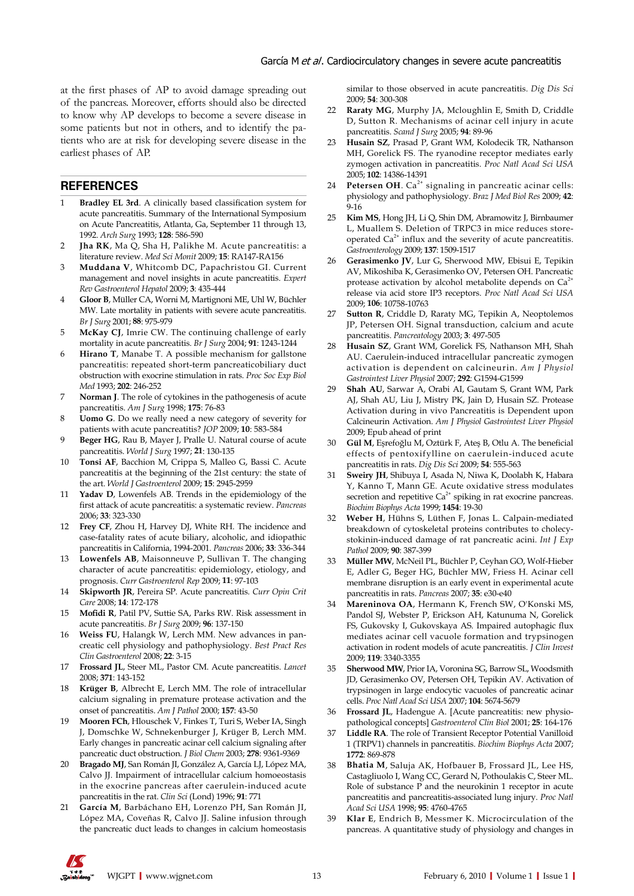at the first phases of AP to avoid damage spreading out of the pancreas. Moreover, efforts should also be directed to know why AP develops to become a severe disease in some patients but not in others, and to identify the patients who are at risk for developing severe disease in the earliest phases of AP.

## REFERENCES

1. **Bradley EL 3rd**. A clinically based classification system for acute pancreatitis. Summary of the International Symposium on Acute Pancreatitis, Atlanta, Ga, September 11 through 13, 1992. *Arch Surg* 1993; **128**: 586-590
2. **Jha RK**, Ma Q, Sha H, Palikhe M. Acute pancreatitis: a literature review. *Med Sci Monit* 2009; **15**: RA147-RA156
3. **Muddana V**, Whitcomb DC, Papachristou GI. Current management and novel insights in acute pancreatitis. *Expert Rev Gastroenterol Hepatol* 2009; **3**: 435-444
4. **Gloor B**, Müller CA, Worni M, Martignoni ME, Uhl W, Büchler MW. Late mortality in patients with severe acute pancreatitis. *Br J Surg* 2001; **88**: 975-979
5. **McKay CJ**, Imrie CW. The continuing challenge of early mortality in acute pancreatitis. *Br J Surg* 2004; **91**: 1243-1244
6. **Hirano T**, Manabe T. A possible mechanism for gallstone pancreatitis: repeated short-term pancreaticobiliary duct obstruction with exocrine stimulation in rats. *Proc Soc Exp Biol Med* 1993; **202**: 246-252
7. **Norman J**. The role of cytokines in the pathogenesis of acute pancreatitis. *Am J Surg* 1998; **175**: 76-83
8. **Uomo G**. Do we really need a new category of severity for patients with acute pancreatitis? *JOP* 2009; **10**: 583-584
9. **Beger HG**, Rau B, Mayer J, Pralle U. Natural course of acute pancreatitis. *World J Surg* 1997; **21**: 130-135
10. **Tonsi AF**, Bacchion M, Crippa S, Malleo G, Bassi C. Acute pancreatitis at the beginning of the 21st century: the state of the art. *World J Gastroenterol* 2009; **15**: 2945-2959
11. **Yadav D**, Lowenfels AB. Trends in the epidemiology of the first attack of acute pancreatitis: a systematic review. *Pancreas* 2006; **33**: 323-330
12. **Frey CF**, Zhou H, Harvey DJ, White RH. The incidence and case-fatality rates of acute biliary, alcoholic, and idiopathic pancreatitis in California, 1994-2001. *Pancreas* 2006; **33**: 336-344
13. **Lowenfels AB**, Maisonneuve P, Sullivan T. The changing character of acute pancreatitis: epidemiology, etiology, and prognosis. *Curr Gastroenterol Rep* 2009; **11**: 97-103
14. **Skipworth JR**, Pereira SP. Acute pancreatitis. *Curr Opin Crit Care* 2008; **14**: 172-178
15. **Mofidi R**, Patil PV, Suttie SA, Parks RW. Risk assessment in acute pancreatitis. *Br J Surg* 2009; **96**: 137-150
16. **Weiss FU**, Halangk W, Lerch MM. New advances in pancreatic cell physiology and pathophysiology. *Best Pract Res Clin Gastroenterol* 2008; **22**: 3-15
17. **Frossard JL**, Steer ML, Pastor CM. Acute pancreatitis. *Lancet* 2008; **371**: 143-152
18. **Krüger B**, Albrecht E, Lerch MM. The role of intracellular calcium signaling in premature protease activation and the onset of pancreatitis. *Am J Pathol* 2000; **157**: 43-50
19. **Mooren FCh**, Hlouschek V, Finkes T, Turi S, Weber IA, Singh J, Domschke W, Schnekenburger J, Krüger B, Lerch MM. Early changes in pancreatic acinar cell calcium signaling after pancreatic duct obstruction. *J Biol Chem* 2003; **278**: 9361-9369
20. **Bragado MJ**, San Román JI, González A, García LJ, López MA, Calvo JJ. Impairment of intracellular calcium homoeostasis in the exocrine pancreas after caerulein-induced acute pancreatitis in the rat. *Clin Sci* (Lond) 1996; **91**: 771
21. **García M**, Barbáchano EH, Lorenzo PH, San Román JI, López MA, Coveñas R, Calvo JJ. Saline infusion through the pancreatic duct leads to changes in calcium homeostasis similar to those observed in acute pancreatitis. *Dig Dis Sci* 2009; **54**: 300-308
22. **Raraty MG**, Murphy JA, Mcloughlin E, Smith D, Criddle D, Sutton R. Mechanisms of acinar cell injury in acute pancreatitis. *Scand J Surg* 2005; **94**: 89-96
23. **Husain SZ**, Prasad P, Grant WM, Kolodecik TR, Nathanson MH, Gorelick FS. The ryanodine receptor mediates early zymogen activation in pancreatitis. *Proc Natl Acad Sci USA* 2005; **102**: 14386-14391
24. **Petersen OH**. $Ca^{2+}$ signaling in pancreatic acinar cells: physiology and pathophysiology. *Braz J Med Biol Res* 2009; **42**: 9-16
25. **Kim MS**, Hong JH, Li Q, Shin DM, Abramowitz J, Birnbaumer L, Muallem S. Deletion of TRPC3 in mice reduces store-operated $Ca^{2+}$ influx and the severity of acute pancreatitis. *Gastroenterology* 2009; **137**: 1509-1517
26. **Gerasimenko JV**, Lur G, Sherwood MW, Ebisui E, Tepikin AV, Mikoshiba K, Gerasimenko OV, Petersen OH. Pancreatic protease activation by alcohol metabolite depends on $Ca^{2+}$ release via acid store IP3 receptors. *Proc Natl Acad Sci USA* 2009; **106**: 10758-10763
27. **Sutton R**, Criddle D, Raraty MG, Tepikin A, Neoptolemos JP, Petersen OH. Signal transduction, calcium and acute pancreatitis. *Pancreatology* 2003; **3**: 497-505
28. **Husain SZ**, Grant WM, Gorelick FS, Nathanson MH, Shah AU. Caerulein-induced intracellular pancreatic zymogen activation is dependent on calcineurin. *Am J Physiol Gastrointest Liver Physiol* 2007; **292**: G1594-G1599
29. **Shah AU**, Sarwar A, Orabi AI, Gautam S, Grant WM, Park AJ, Shah AU, Liu J, Mistry PK, Jain D, Husain SZ. Protease Activation during in vivo Pancreatitis is Dependent upon Calcineurin Activation. *Am J Physiol Gastrointest Liver Physiol* 2009; Epub ahead of print
30. **Gül M**, Eşrefoğlu M, Oztürk F, Ateş B, Otlu A. The beneficial effects of pentoxifylline on caerulein-induced acute pancreatitis in rats. *Dig Dis Sci* 2009; **54**: 555-563
31. **Sweiry JH**, Shibuya I, Asada N, Niwa K, Doolabh K, Habara Y, Kanno T, Mann GE. Acute oxidative stress modulates secretion and repetitive $Ca^{2+}$ spiking in rat exocrine pancreas. *Biochim Biophys Acta* 1999; **1454**: 19-30
32. **Weber H**, Hühns S, Lüthen F, Jonas L. Calpain-mediated breakdown of cytoskeletal proteins contributes to cholecystokinin-induced damage of rat pancreatic acini. *Int J Exp Pathol* 2009; **90**: 387-399
33. **Müller MW**, McNeil PL, Büchler P, Ceyhan GO, Wolf-Hieber E, Adler G, Beger HG, Büchler MW, Friess H. Acinar cell membrane disruption is an early event in experimental acute pancreatitis in rats. *Pancreas* 2007; **35**: e30-e40
34. **Mareninova OA**, Hermann K, French SW, O'Konski MS, Pandol SJ, Webster P, Erickson AH, Katunuma N, Gorelick FS, Gukovsky I, Gukovskaya AS. Impaired autophagic flux mediates acinar cell vacuole formation and trypsinogen activation in rodent models of acute pancreatitis. *J Clin Invest* 2009; **119**: 3340-3355
35. **Sherwood MW**, Prior IA, Voronina SG, Barrow SL, Woodsmith JD, Gerasimenko OV, Petersen OH, Tepikin AV. Activation of trypsinogen in large endocytic vacuoles of pancreatic acinar cells. *Proc Natl Acad Sci USA* 2007; **104**: 5674-5679
36. **Frossard JL**, Hadengue A. [Acute pancreatitis: new physiopathological concepts] *Gastroenterol Clin Biol* 2001; **25**: 164-176
37. **Liddle RA**. The role of Transient Receptor Potential Vanilloid 1 (TRPV1) channels in pancreatitis. *Biochim Biophys Acta* 2007; **1772**: 869-878
38. **Bhatia M**, Saluja AK, Hofbauer B, Frossard JL, Lee HS, Castagliuolo I, Wang CC, Gerard N, Pothoulakis C, Steer ML. Role of substance P and the neurokinin 1 receptor in acute pancreatitis and pancreatitis-associated lung injury. *Proc Natl Acad Sci USA* 1998; **95**: 4760-4765
39. **Klar E**, Endrich B, Messmer K. Microcirculation of the pancreas. A quantitative study of physiology and changes in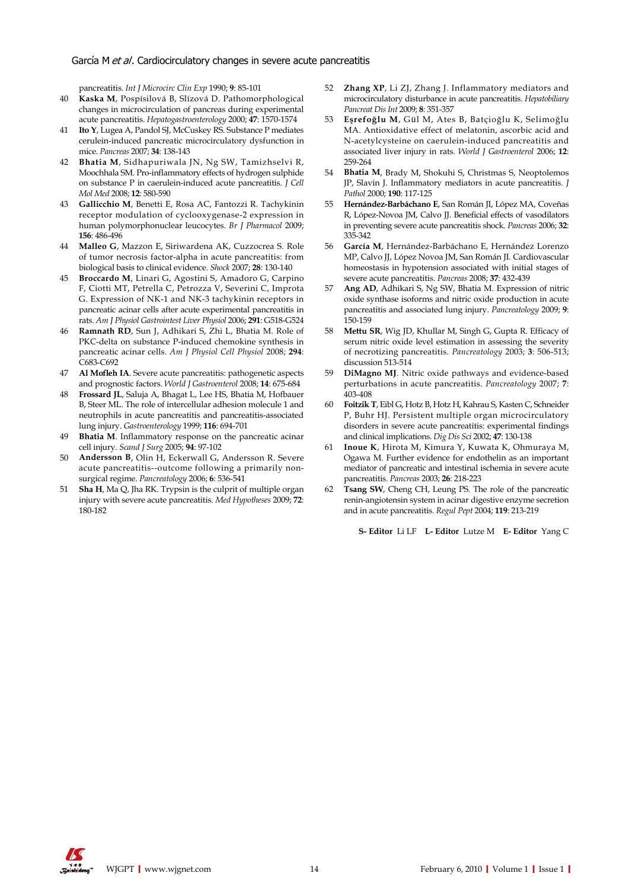pancreatitis. *Int J Microcirc Clin Exp* 1990; **9**: 85-101

40 **Kaska M**, Pospísilová B, Slízová D. Pathomorphological changes in microcirculation of pancreas during experimental acute pancreatitis. *Hepatogastroenterology* 2000; **47**: 1570-1574

41 **Ito Y**, Lugea A, Pandol SJ, McCuskey RS. Substance P mediates cerulein-induced pancreatic microcirculatory dysfunction in mice. *Pancreas* 2007; **34**: 138-143

42 **Bhatia M**, Sidhapuriwala JN, Ng SW, Tamizhselvi R, Moochhala SM. Pro-inflammatory effects of hydrogen sulphide on substance P in caerulein-induced acute pancreatitis. *J Cell Mol Med* 2008; **12**: 580-590

43 **Gallicchio M**, Benetti E, Rosa AC, Fantozzi R. Tachykinin receptor modulation of cyclooxygenase-2 expression in human polymorphonuclear leucocytes. *Br J Pharmacol* 2009; **156**: 486-496

44 **Malleo G**, Mazzon E, Siriwardena AK, Cuzzocrea S. Role of tumor necrosis factor-alpha in acute pancreatitis: from biological basis to clinical evidence. *Shock* 2007; **28**: 130-140

45 **Broccardo M**, Linari G, Agostini S, Amadoro G, Carpino F, Ciotti MT, Petrella C, Petrozza V, Severini C, Improta G. Expression of NK-1 and NK-3 tachykinin receptors in pancreatic acinar cells after acute experimental pancreatitis in rats. *Am J Physiol Gastrointest Liver Physiol* 2006; **291**: G518-G524

46 **Ramnath RD**, Sun J, Adhikari S, Zhi L, Bhatia M. Role of PKC-delta on substance P-induced chemokine synthesis in pancreatic acinar cells. *Am J Physiol Cell Physiol* 2008; **294**: C683-C692

47 **Al Mofleh IA**. Severe acute pancreatitis: pathogenetic aspects and prognostic factors. *World J Gastroenterol* 2008; **14**: 675-684

48 **Frossard JL**, Saluja A, Bhagat L, Lee HS, Bhatia M, Hofbauer B, Steer ML. The role of intercellular adhesion molecule 1 and neutrophils in acute pancreatitis and pancreatitis-associated lung injury. *Gastroenterology* 1999; **116**: 694-701

49 **Bhatia M**. Inflammatory response on the pancreatic acinar cell injury. *Scand J Surg* 2005; **94**: 97-102

50 **Andersson B**, Olin H, Eckerwall G, Andersson R. Severe acute pancreatitis--outcome following a primarily non-surgical regime. *Pancreatology* 2006; **6**: 536-541

51 **Sha H**, Ma Q, Jha RK. Trypsin is the culprit of multiple organ injury with severe acute pancreatitis. *Med Hypotheses* 2009; **72**: 180-182

52 **Zhang XP**, Li ZJ, Zhang J. Inflammatory mediators and microcirculatory disturbance in acute pancreatitis. *Hepatobiliary Pancreat Dis Int* 2009; **8**: 351-357

53 **Eşrefoğlu M**, Gül M, Ates B, Batçioğlu K, Selimoğlu MA. Antioxidative effect of melatonin, ascorbic acid and N-acetylcysteine on caerulein-induced pancreatitis and associated liver injury in rats. *World J Gastroenterol* 2006; **12**: 259-264

54 **Bhatia M**, Brady M, Shokuhi S, Christmas S, Neoptolemos JP, Slavin J. Inflammatory mediators in acute pancreatitis. *J Pathol* 2000; **190**: 117-125

55 **Hernández-Barbáchano E**, San Román JI, López MA, Coveñas R, López-Novoa JM, Calvo JJ. Beneficial effects of vasodilators in preventing severe acute pancreatitis shock. *Pancreas* 2006; **32**: 335-342

56 **García M**, Hernández-Barbáchano E, Hernández Lorenzo MP, Calvo JJ, López Novoa JM, San Román JI. Cardiovascular homeostasis in hypotension associated with initial stages of severe acute pancreatitis. *Pancreas* 2008; **37**: 432-439

57 **Ang AD**, Adhikari S, Ng SW, Bhatia M. Expression of nitric oxide synthase isoforms and nitric oxide production in acute pancreatitis and associated lung injury. *Pancreatology* 2009; **9**: 150-159

58 **Mettu SR**, Wig JD, Khullar M, Singh G, Gupta R. Efficacy of serum nitric oxide level estimation in assessing the severity of necrotizing pancreatitis. *Pancreatology* 2003; **3**: 506-513; discussion 513-514

59 **DiMagno MJ**. Nitric oxide pathways and evidence-based perturbations in acute pancreatitis. *Pancreatology* 2007; **7**: 403-408

60 **Foitzik T**, Eibl G, Hotz B, Hotz H, Kahrau S, Kasten C, Schneider P, Buhr HJ. Persistent multiple organ microcirculatory disorders in severe acute pancreatitis: experimental findings and clinical implications. *Dig Dis Sci* 2002; **47**: 130-138

61 **Inoue K**, Hirota M, Kimura Y, Kuwata K, Ohmuraya M, Ogawa M. Further evidence for endothelin as an important mediator of pancreatic and intestinal ischemia in severe acute pancreatitis. *Pancreas* 2003; **26**: 218-223

62 **Tsang SW**, Cheng CH, Leung PS. The role of the pancreatic renin-angiotensin system in acinar digestive enzyme secretion and in acute pancreatitis. *Regul Pept* 2004; **119**: 213-219

**S- Editor** Li LF **L- Editor** Lutze M **E- Editor** Yang C